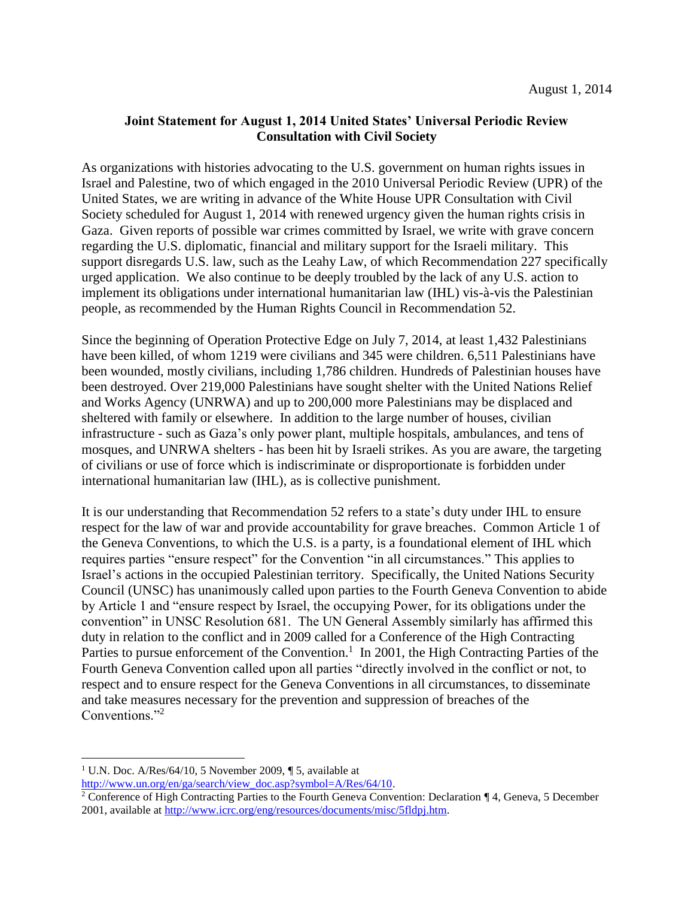August 1, 2014

**Joint Statement for August 1, 2014 United States' Universal Periodic Review Consultation with Civil Society**

As organizations with histories advocating to the U.S. government on human rights issues in Israel and Palestine, two of which engaged in the 2010 Universal Periodic Review (UPR) of the United States, we are writing in advance of the White House UPR Consultation with Civil Society scheduled for August 1, 2014 with renewed urgency given the human rights crisis in Gaza. Given reports of possible war crimes committed by Israel, we write with grave concern regarding the U.S. diplomatic, financial and military support for the Israeli military. This support disregards U.S. law, such as the Leahy Law, of which Recommendation 227 specifically urged application. We also continue to be deeply troubled by the lack of any U.S. action to implement its obligations under international humanitarian law (IHL) vis-à-vis the Palestinian people, as recommended by the Human Rights Council in Recommendation 52.

Since the beginning of Operation Protective Edge on July 7, 2014, at least 1,432 Palestinians have been killed, of whom 1219 were civilians and 345 were children. 6,511 Palestinians have been wounded, mostly civilians, including 1,786 children. Hundreds of Palestinian houses have been destroyed. Over 219,000 Palestinians have sought shelter with the United Nations Relief and Works Agency (UNRWA) and up to 200,000 more Palestinians may be displaced and sheltered with family or elsewhere. In addition to the large number of houses, civilian infrastructure - such as Gaza's only power plant, multiple hospitals, ambulances, and tens of mosques, and UNRWA shelters - has been hit by Israeli strikes. As you are aware, the targeting of civilians or use of force which is indiscriminate or disproportionate is forbidden under international humanitarian law (IHL), as is collective punishment.

It is our understanding that Recommendation 52 refers to a state's duty under IHL to ensure respect for the law of war and provide accountability for grave breaches. Common Article 1 of the Geneva Conventions, to which the U.S. is a party, is a foundational element of IHL which requires parties "ensure respect" for the Convention "in all circumstances." This applies to Israel's actions in the occupied Palestinian territory. Specifically, the United Nations Security Council (UNSC) has unanimously called upon parties to the Fourth Geneva Convention to abide by Article 1 and "ensure respect by Israel, the occupying Power, for its obligations under the convention" in UNSC Resolution 681. The UN General Assembly similarly has affirmed this duty in relation to the conflict and in 2009 called for a Conference of the High Contracting Parties to pursue enforcement of the Convention.[1] In 2001, the High Contracting Parties of the Fourth Geneva Convention called upon all parties "directly involved in the conflict or not, to respect and to ensure respect for the Geneva Conventions in all circumstances, to disseminate and take measures necessary for the prevention and suppression of breaches of the Conventions."[2]

---

[1] U.N. Doc. A/Res/64/10, 5 November 2009, ¶ 5, available at http://www.un.org/en/ga/search/view_doc.asp?symbol=A/Res/64/10.

[2] Conference of High Contracting Parties to the Fourth Geneva Convention: Declaration ¶ 4, Geneva, 5 December 2001, available at http://www.icrc.org/eng/resources/documents/misc/5fldpj.htm.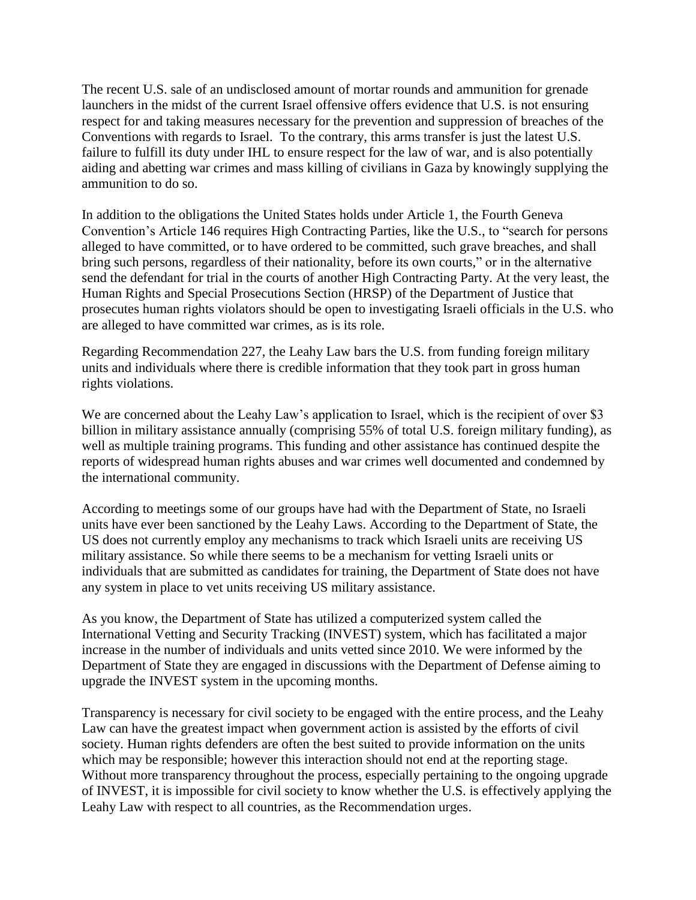The recent U.S. sale of an undisclosed amount of mortar rounds and ammunition for grenade launchers in the midst of the current Israel offensive offers evidence that U.S. is not ensuring respect for and taking measures necessary for the prevention and suppression of breaches of the Conventions with regards to Israel. To the contrary, this arms transfer is just the latest U.S. failure to fulfill its duty under IHL to ensure respect for the law of war, and is also potentially aiding and abetting war crimes and mass killing of civilians in Gaza by knowingly supplying the ammunition to do so.

In addition to the obligations the United States holds under Article 1, the Fourth Geneva Convention's Article 146 requires High Contracting Parties, like the U.S., to "search for persons alleged to have committed, or to have ordered to be committed, such grave breaches, and shall bring such persons, regardless of their nationality, before its own courts," or in the alternative send the defendant for trial in the courts of another High Contracting Party. At the very least, the Human Rights and Special Prosecutions Section (HRSP) of the Department of Justice that prosecutes human rights violators should be open to investigating Israeli officials in the U.S. who are alleged to have committed war crimes, as is its role.

Regarding Recommendation 227, the Leahy Law bars the U.S. from funding foreign military units and individuals where there is credible information that they took part in gross human rights violations.

We are concerned about the Leahy Law's application to Israel, which is the recipient of over $3 billion in military assistance annually (comprising 55% of total U.S. foreign military funding), as well as multiple training programs. This funding and other assistance has continued despite the reports of widespread human rights abuses and war crimes well documented and condemned by the international community.

According to meetings some of our groups have had with the Department of State, no Israeli units have ever been sanctioned by the Leahy Laws. According to the Department of State, the US does not currently employ any mechanisms to track which Israeli units are receiving US military assistance. So while there seems to be a mechanism for vetting Israeli units or individuals that are submitted as candidates for training, the Department of State does not have any system in place to vet units receiving US military assistance.

As you know, the Department of State has utilized a computerized system called the International Vetting and Security Tracking (INVEST) system, which has facilitated a major increase in the number of individuals and units vetted since 2010. We were informed by the Department of State they are engaged in discussions with the Department of Defense aiming to upgrade the INVEST system in the upcoming months.

Transparency is necessary for civil society to be engaged with the entire process, and the Leahy Law can have the greatest impact when government action is assisted by the efforts of civil society. Human rights defenders are often the best suited to provide information on the units which may be responsible; however this interaction should not end at the reporting stage. Without more transparency throughout the process, especially pertaining to the ongoing upgrade of INVEST, it is impossible for civil society to know whether the U.S. is effectively applying the Leahy Law with respect to all countries, as the Recommendation urges.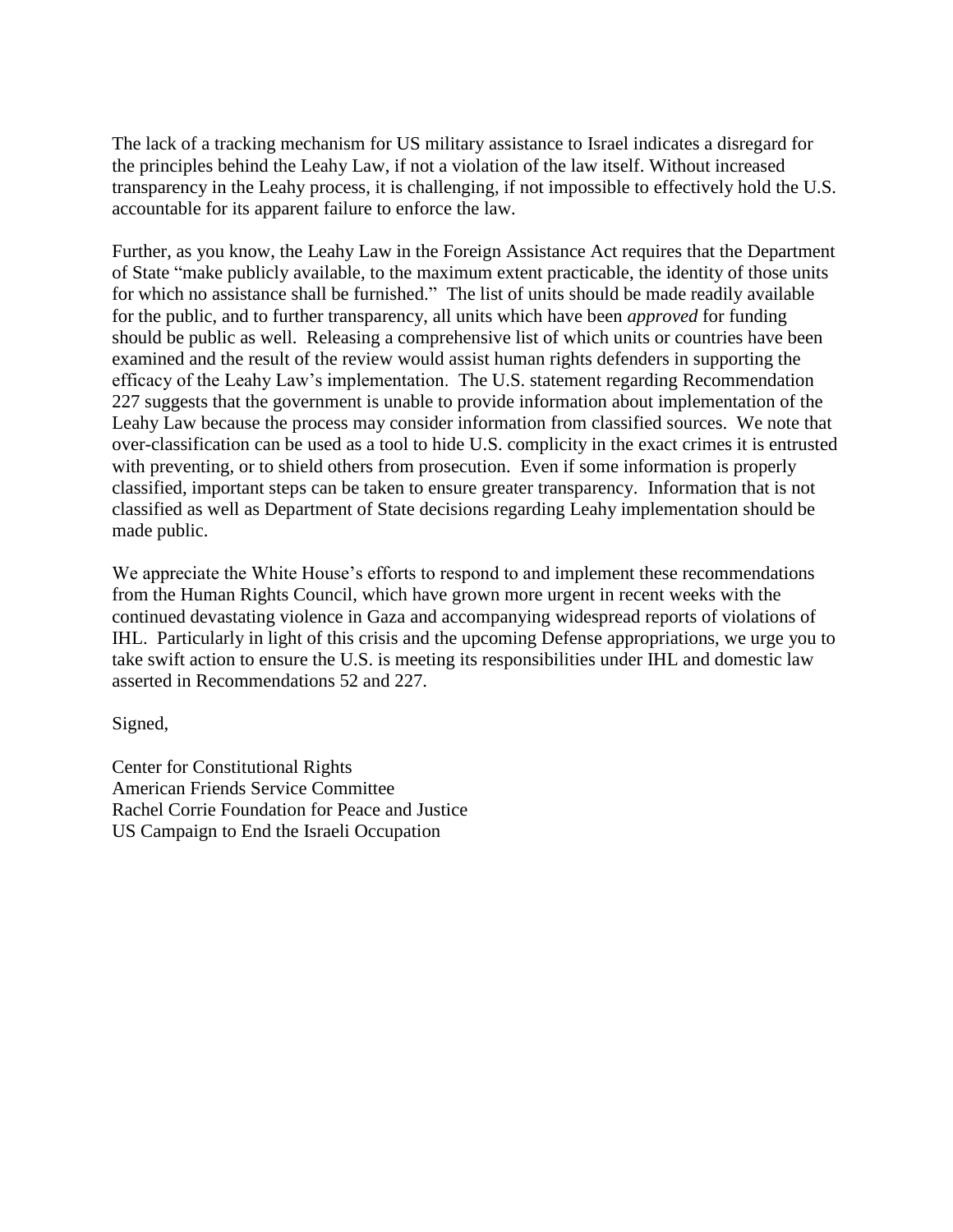The lack of a tracking mechanism for US military assistance to Israel indicates a disregard for the principles behind the Leahy Law, if not a violation of the law itself. Without increased transparency in the Leahy process, it is challenging, if not impossible to effectively hold the U.S. accountable for its apparent failure to enforce the law.

Further, as you know, the Leahy Law in the Foreign Assistance Act requires that the Department of State "make publicly available, to the maximum extent practicable, the identity of those units for which no assistance shall be furnished." The list of units should be made readily available for the public, and to further transparency, all units which have been *approved* for funding should be public as well. Releasing a comprehensive list of which units or countries have been examined and the result of the review would assist human rights defenders in supporting the efficacy of the Leahy Law's implementation. The U.S. statement regarding Recommendation 227 suggests that the government is unable to provide information about implementation of the Leahy Law because the process may consider information from classified sources. We note that over-classification can be used as a tool to hide U.S. complicity in the exact crimes it is entrusted with preventing, or to shield others from prosecution. Even if some information is properly classified, important steps can be taken to ensure greater transparency. Information that is not classified as well as Department of State decisions regarding Leahy implementation should be made public.

We appreciate the White House's efforts to respond to and implement these recommendations from the Human Rights Council, which have grown more urgent in recent weeks with the continued devastating violence in Gaza and accompanying widespread reports of violations of IHL. Particularly in light of this crisis and the upcoming Defense appropriations, we urge you to take swift action to ensure the U.S. is meeting its responsibilities under IHL and domestic law asserted in Recommendations 52 and 227.

Signed,

Center for Constitutional Rights
American Friends Service Committee
Rachel Corrie Foundation for Peace and Justice
US Campaign to End the Israeli Occupation